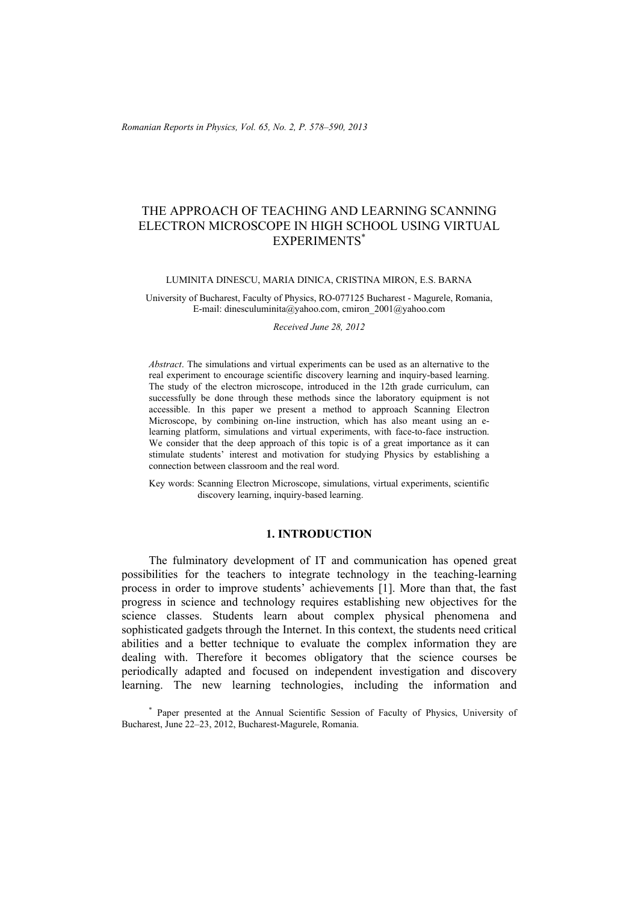# THE APPROACH OF TEACHING AND LEARNING SCANNING ELECTRON MICROSCOPE IN HIGH SCHOOL USING VIRTUAL EXPERIMENTS*

LUMINITA DINESCU, MARIA DINICA, CRISTINA MIRON, E.S. BARNA

University of Bucharest, Faculty of Physics, RO-077125 Bucharest - Magurele, Romania, E-mail: dinesculuminita@yahoo.com, cmiron_2001@yahoo.com

*Received June 28, 2012*

*Abstract*. The simulations and virtual experiments can be used as an alternative to the real experiment to encourage scientific discovery learning and inquiry-based learning. The study of the electron microscope, introduced in the 12th grade curriculum, can successfully be done through these methods since the laboratory equipment is not accessible. In this paper we present a method to approach Scanning Electron Microscope, by combining on-line instruction, which has also meant using an e-learning platform, simulations and virtual experiments, with face-to-face instruction. We consider that the deep approach of this topic is of a great importance as it can stimulate students' interest and motivation for studying Physics by establishing a connection between classroom and the real word.

Key words: Scanning Electron Microscope, simulations, virtual experiments, scientific discovery learning, inquiry-based learning.

## 1. INTRODUCTION

The fulminatory development of IT and communication has opened great possibilities for the teachers to integrate technology in the teaching-learning process in order to improve students' achievements [1]. More than that, the fast progress in science and technology requires establishing new objectives for the science classes. Students learn about complex physical phenomena and sophisticated gadgets through the Internet. In this context, the students need critical abilities and a better technique to evaluate the complex information they are dealing with. Therefore it becomes obligatory that the science courses be periodically adapted and focused on independent investigation and discovery learning. The new learning technologies, including the information and

* Paper presented at the Annual Scientific Session of Faculty of Physics, University of Bucharest, June 22–23, 2012, Bucharest-Magurele, Romania.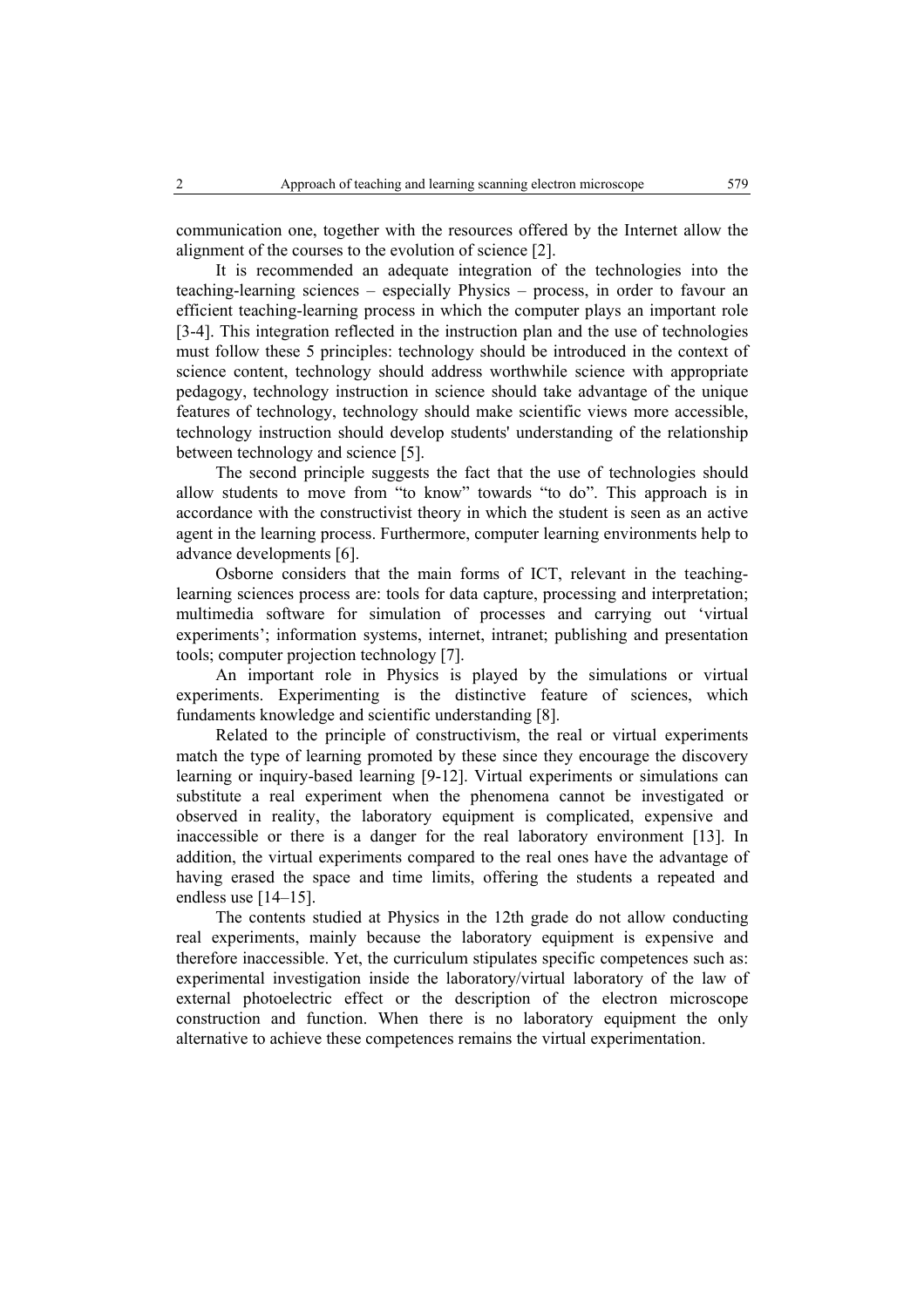communication one, together with the resources offered by the Internet allow the alignment of the courses to the evolution of science [2].

It is recommended an adequate integration of the technologies into the teaching-learning sciences – especially Physics – process, in order to favour an efficient teaching-learning process in which the computer plays an important role [3-4]. This integration reflected in the instruction plan and the use of technologies must follow these 5 principles: technology should be introduced in the context of science content, technology should address worthwhile science with appropriate pedagogy, technology instruction in science should take advantage of the unique features of technology, technology should make scientific views more accessible, technology instruction should develop students' understanding of the relationship between technology and science [5].

The second principle suggests the fact that the use of technologies should allow students to move from "to know" towards "to do". This approach is in accordance with the constructivist theory in which the student is seen as an active agent in the learning process. Furthermore, computer learning environments help to advance developments [6].

Osborne considers that the main forms of ICT, relevant in the teaching-learning sciences process are: tools for data capture, processing and interpretation; multimedia software for simulation of processes and carrying out 'virtual experiments'; information systems, internet, intranet; publishing and presentation tools; computer projection technology [7].

An important role in Physics is played by the simulations or virtual experiments. Experimenting is the distinctive feature of sciences, which fundaments knowledge and scientific understanding [8].

Related to the principle of constructivism, the real or virtual experiments match the type of learning promoted by these since they encourage the discovery learning or inquiry-based learning [9-12]. Virtual experiments or simulations can substitute a real experiment when the phenomena cannot be investigated or observed in reality, the laboratory equipment is complicated, expensive and inaccessible or there is a danger for the real laboratory environment [13]. In addition, the virtual experiments compared to the real ones have the advantage of having erased the space and time limits, offering the students a repeated and endless use [14–15].

The contents studied at Physics in the 12th grade do not allow conducting real experiments, mainly because the laboratory equipment is expensive and therefore inaccessible. Yet, the curriculum stipulates specific competences such as: experimental investigation inside the laboratory/virtual laboratory of the law of external photoelectric effect or the description of the electron microscope construction and function. When there is no laboratory equipment the only alternative to achieve these competences remains the virtual experimentation.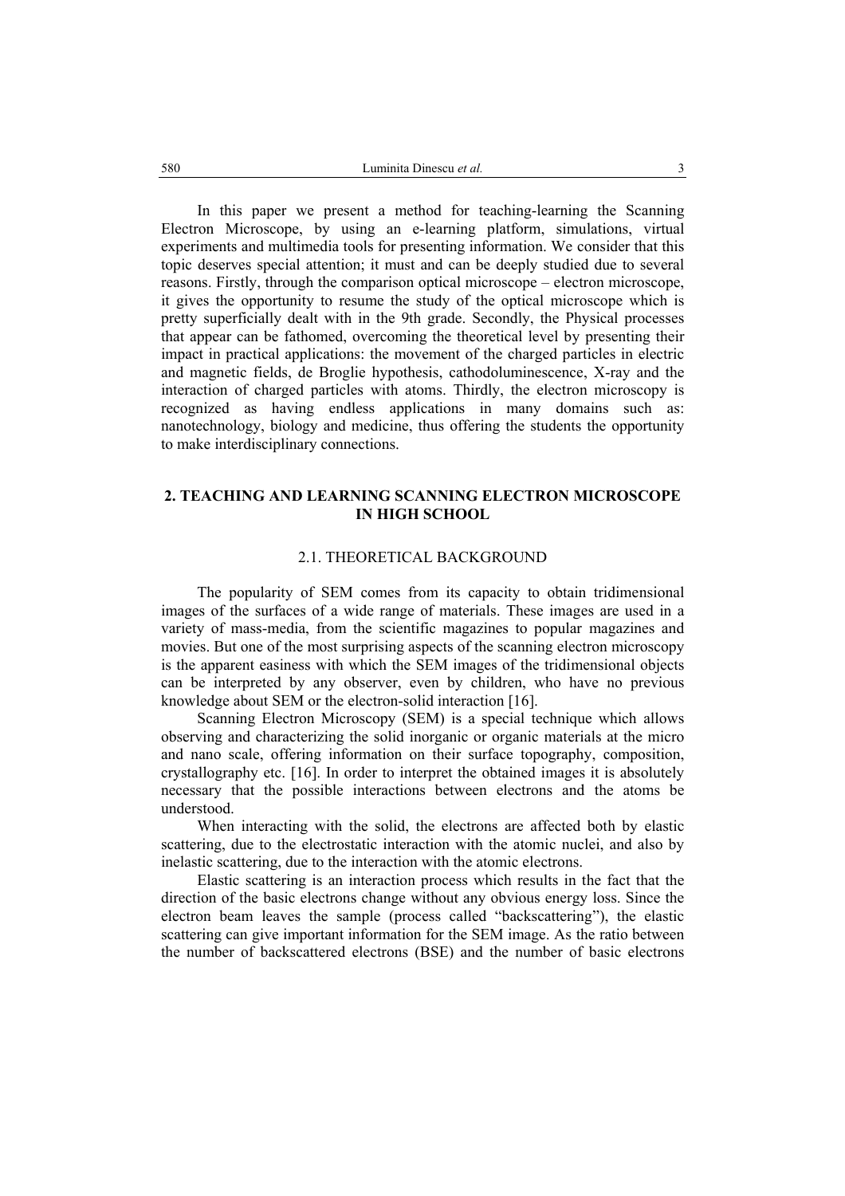In this paper we present a method for teaching-learning the Scanning Electron Microscope, by using an e-learning platform, simulations, virtual experiments and multimedia tools for presenting information. We consider that this topic deserves special attention; it must and can be deeply studied due to several reasons. Firstly, through the comparison optical microscope – electron microscope, it gives the opportunity to resume the study of the optical microscope which is pretty superficially dealt with in the 9th grade. Secondly, the Physical processes that appear can be fathomed, overcoming the theoretical level by presenting their impact in practical applications: the movement of the charged particles in electric and magnetic fields, de Broglie hypothesis, cathodoluminescence, X-ray and the interaction of charged particles with atoms. Thirdly, the electron microscopy is recognized as having endless applications in many domains such as: nanotechnology, biology and medicine, thus offering the students the opportunity to make interdisciplinary connections.

## 2. TEACHING AND LEARNING SCANNING ELECTRON MICROSCOPE IN HIGH SCHOOL

### 2.1. THEORETICAL BACKGROUND

The popularity of SEM comes from its capacity to obtain tridimensional images of the surfaces of a wide range of materials. These images are used in a variety of mass-media, from the scientific magazines to popular magazines and movies. But one of the most surprising aspects of the scanning electron microscopy is the apparent easiness with which the SEM images of the tridimensional objects can be interpreted by any observer, even by children, who have no previous knowledge about SEM or the electron-solid interaction [16].

Scanning Electron Microscopy (SEM) is a special technique which allows observing and characterizing the solid inorganic or organic materials at the micro and nano scale, offering information on their surface topography, composition, crystallography etc. [16]. In order to interpret the obtained images it is absolutely necessary that the possible interactions between electrons and the atoms be understood.

When interacting with the solid, the electrons are affected both by elastic scattering, due to the electrostatic interaction with the atomic nuclei, and also by inelastic scattering, due to the interaction with the atomic electrons.

Elastic scattering is an interaction process which results in the fact that the direction of the basic electrons change without any obvious energy loss. Since the electron beam leaves the sample (process called "backscattering"), the elastic scattering can give important information for the SEM image. As the ratio between the number of backscattered electrons (BSE) and the number of basic electrons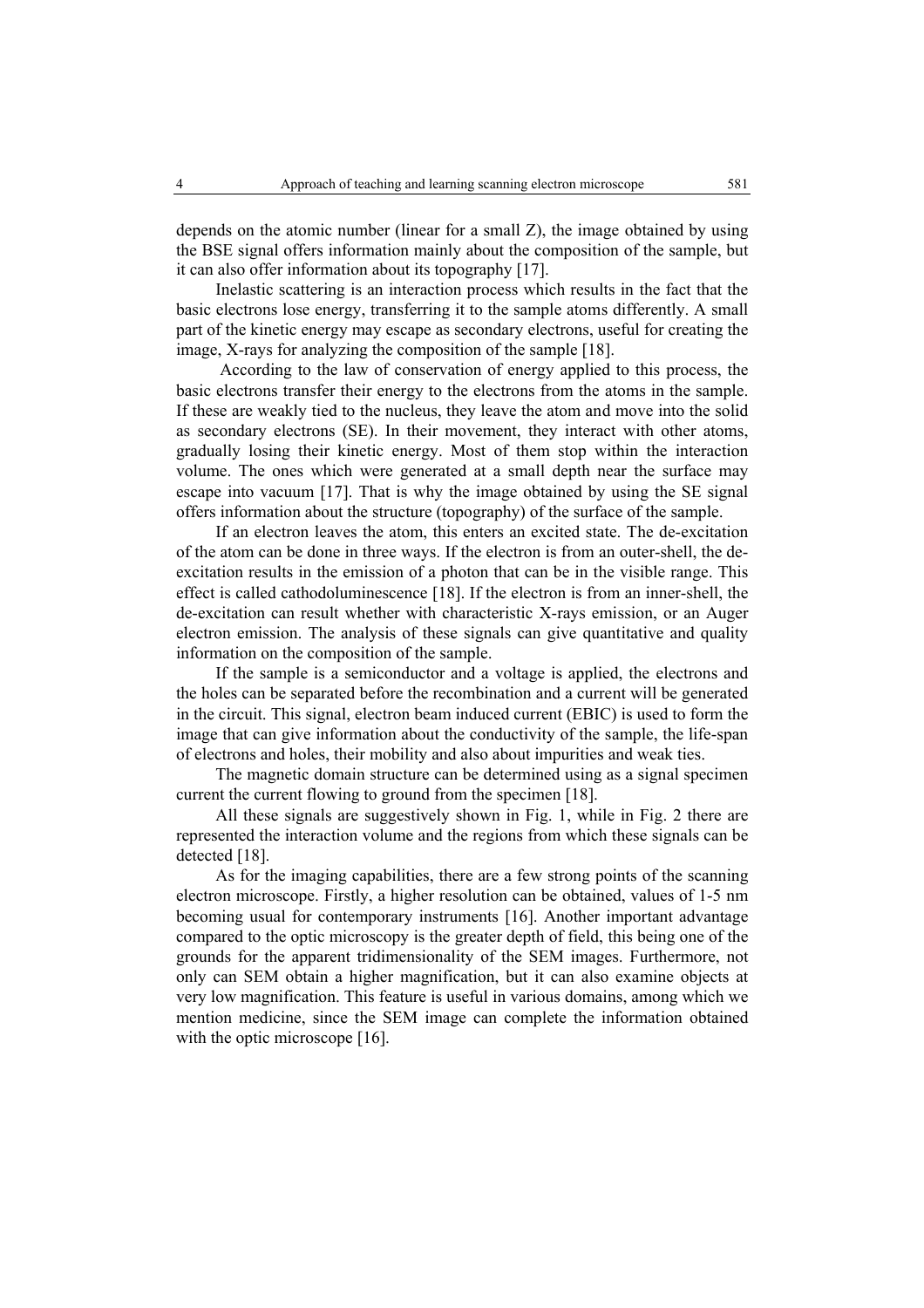depends on the atomic number (linear for a small Z), the image obtained by using the BSE signal offers information mainly about the composition of the sample, but it can also offer information about its topography [17].

Inelastic scattering is an interaction process which results in the fact that the basic electrons lose energy, transferring it to the sample atoms differently. A small part of the kinetic energy may escape as secondary electrons, useful for creating the image, X-rays for analyzing the composition of the sample [18].

According to the law of conservation of energy applied to this process, the basic electrons transfer their energy to the electrons from the atoms in the sample. If these are weakly tied to the nucleus, they leave the atom and move into the solid as secondary electrons (SE). In their movement, they interact with other atoms, gradually losing their kinetic energy. Most of them stop within the interaction volume. The ones which were generated at a small depth near the surface may escape into vacuum [17]. That is why the image obtained by using the SE signal offers information about the structure (topography) of the surface of the sample.

If an electron leaves the atom, this enters an excited state. The de-excitation of the atom can be done in three ways. If the electron is from an outer-shell, the de-excitation results in the emission of a photon that can be in the visible range. This effect is called cathodoluminescence [18]. If the electron is from an inner-shell, the de-excitation can result whether with characteristic X-rays emission, or an Auger electron emission. The analysis of these signals can give quantitative and quality information on the composition of the sample.

If the sample is a semiconductor and a voltage is applied, the electrons and the holes can be separated before the recombination and a current will be generated in the circuit. This signal, electron beam induced current (EBIC) is used to form the image that can give information about the conductivity of the sample, the life-span of electrons and holes, their mobility and also about impurities and weak ties.

The magnetic domain structure can be determined using as a signal specimen current the current flowing to ground from the specimen [18].

All these signals are suggestively shown in Fig. 1, while in Fig. 2 there are represented the interaction volume and the regions from which these signals can be detected [18].

As for the imaging capabilities, there are a few strong points of the scanning electron microscope. Firstly, a higher resolution can be obtained, values of 1-5 nm becoming usual for contemporary instruments [16]. Another important advantage compared to the optic microscopy is the greater depth of field, this being one of the grounds for the apparent tridimensionality of the SEM images. Furthermore, not only can SEM obtain a higher magnification, but it can also examine objects at very low magnification. This feature is useful in various domains, among which we mention medicine, since the SEM image can complete the information obtained with the optic microscope [16].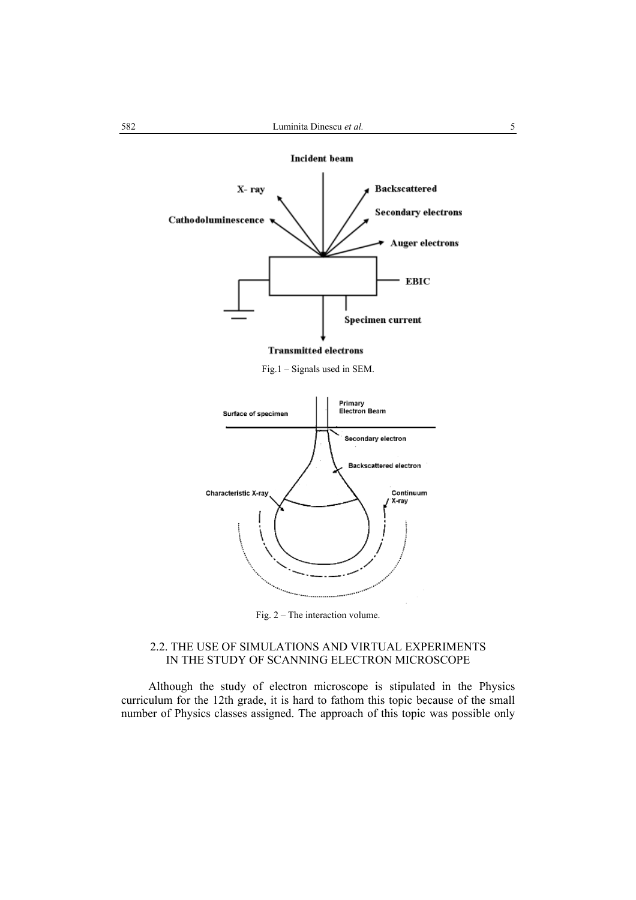Fig.1 – Signals used in SEM.

Fig. 2 – The interaction volume.

## 2.2. THE USE OF SIMULATIONS AND VIRTUAL EXPERIMENTS IN THE STUDY OF SCANNING ELECTRON MICROSCOPE

Although the study of electron microscope is stipulated in the Physics curriculum for the 12th grade, it is hard to fathom this topic because of the small number of Physics classes assigned. The approach of this topic was possible only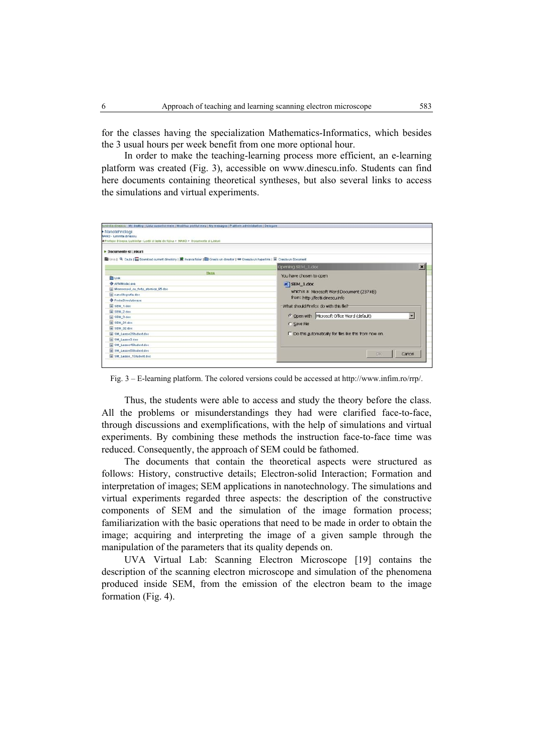for the classes having the specialization Mathematics-Informatics, which besides the 3 usual hours per week benefit from one more optional hour.

In order to make the teaching-learning process more efficient, an e-learning platform was created (Fig. 3), accessible on www.dinescu.info. Students can find here documents containing theoretical syntheses, but also several links to access the simulations and virtual experiments.

Fig. 3 – E-learning platform. The colored versions could be accessed at http://www.infim.ro/rrp/.

Thus, the students were able to access and study the theory before the class. All the problems or misunderstandings they had were clarified face-to-face, through discussions and exemplifications, with the help of simulations and virtual experiments. By combining these methods the instruction face-to-face time was reduced. Consequently, the approach of SEM could be fathomed.

The documents that contain the theoretical aspects were structured as follows: History, constructive details; Electron-solid Interaction; Formation and interpretation of images; SEM applications in nanotechnology. The simulations and virtual experiments regarded three aspects: the description of the constructive components of SEM and the simulation of the image formation process; familiarization with the basic operations that need to be made in order to obtain the image; acquiring and interpreting the image of a given sample through the manipulation of the parameters that its quality depends on.

UVA Virtual Lab: Scanning Electron Microscope [19] contains the description of the scanning electron microscope and simulation of the phenomena produced inside SEM, from the emission of the electron beam to the image formation (Fig. 4).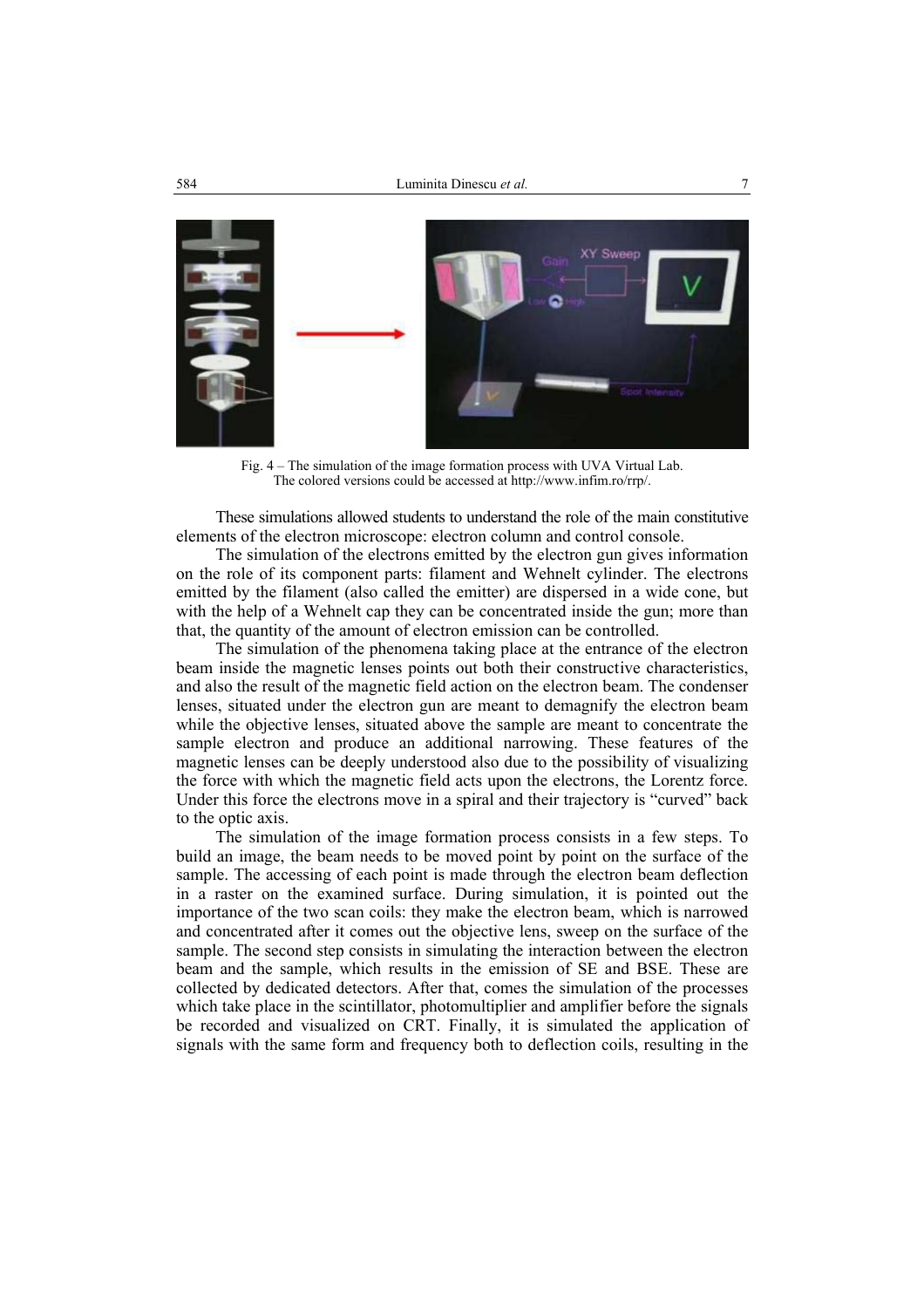Fig. 4 – The simulation of the image formation process with UVA Virtual Lab.
The colored versions could be accessed at http://www.infim.ro/rrp/.

These simulations allowed students to understand the role of the main constitutive elements of the electron microscope: electron column and control console.

The simulation of the electrons emitted by the electron gun gives information on the role of its component parts: filament and Wehnelt cylinder. The electrons emitted by the filament (also called the emitter) are dispersed in a wide cone, but with the help of a Wehnelt cap they can be concentrated inside the gun; more than that, the quantity of the amount of electron emission can be controlled.

The simulation of the phenomena taking place at the entrance of the electron beam inside the magnetic lenses points out both their constructive characteristics, and also the result of the magnetic field action on the electron beam. The condenser lenses, situated under the electron gun are meant to demagnify the electron beam while the objective lenses, situated above the sample are meant to concentrate the sample electron and produce an additional narrowing. These features of the magnetic lenses can be deeply understood also due to the possibility of visualizing the force with which the magnetic field acts upon the electrons, the Lorentz force. Under this force the electrons move in a spiral and their trajectory is "curved" back to the optic axis.

The simulation of the image formation process consists in a few steps. To build an image, the beam needs to be moved point by point on the surface of the sample. The accessing of each point is made through the electron beam deflection in a raster on the examined surface. During simulation, it is pointed out the importance of the two scan coils: they make the electron beam, which is narrowed and concentrated after it comes out the objective lens, sweep on the surface of the sample. The second step consists in simulating the interaction between the electron beam and the sample, which results in the emission of SE and BSE. These are collected by dedicated detectors. After that, comes the simulation of the processes which take place in the scintillator, photomultiplier and amplifier before the signals be recorded and visualized on CRT. Finally, it is simulated the application of signals with the same form and frequency both to deflection coils, resulting in the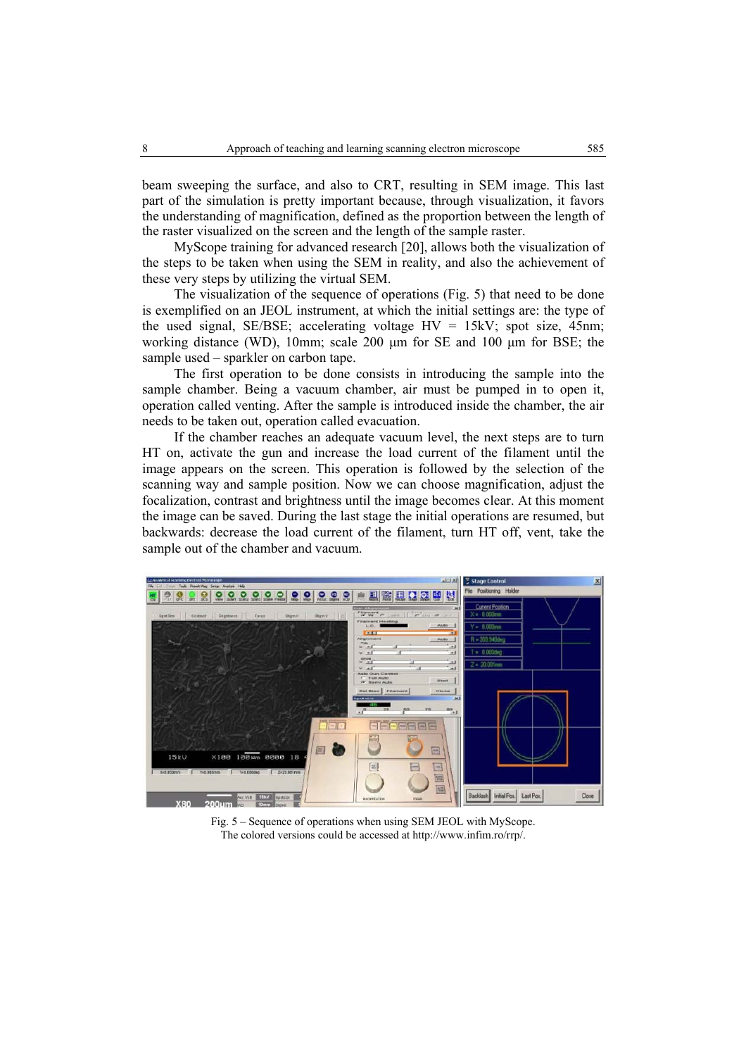beam sweeping the surface, and also to CRT, resulting in SEM image. This last part of the simulation is pretty important because, through visualization, it favors the understanding of magnification, defined as the proportion between the length of the raster visualized on the screen and the length of the sample raster.

MyScope training for advanced research [20], allows both the visualization of the steps to be taken when using the SEM in reality, and also the achievement of these very steps by utilizing the virtual SEM.

The visualization of the sequence of operations (Fig. 5) that need to be done is exemplified on an JEOL instrument, at which the initial settings are: the type of the used signal, SE/BSE; accelerating voltage HV = 15kV; spot size, 45nm; working distance (WD), 10mm; scale 200 μm for SE and 100 μm for BSE; the sample used – sparkler on carbon tape.

The first operation to be done consists in introducing the sample into the sample chamber. Being a vacuum chamber, air must be pumped in to open it, operation called venting. After the sample is introduced inside the chamber, the air needs to be taken out, operation called evacuation.

If the chamber reaches an adequate vacuum level, the next steps are to turn HT on, activate the gun and increase the load current of the filament until the image appears on the screen. This operation is followed by the selection of the scanning way and sample position. Now we can choose magnification, adjust the focalization, contrast and brightness until the image becomes clear. At this moment the image can be saved. During the last stage the initial operations are resumed, but backwards: decrease the load current of the filament, turn HT off, vent, take the sample out of the chamber and vacuum.

Fig. 5 – Sequence of operations when using SEM JEOL with MyScope.
The colored versions could be accessed at http://www.infim.ro/rrp/.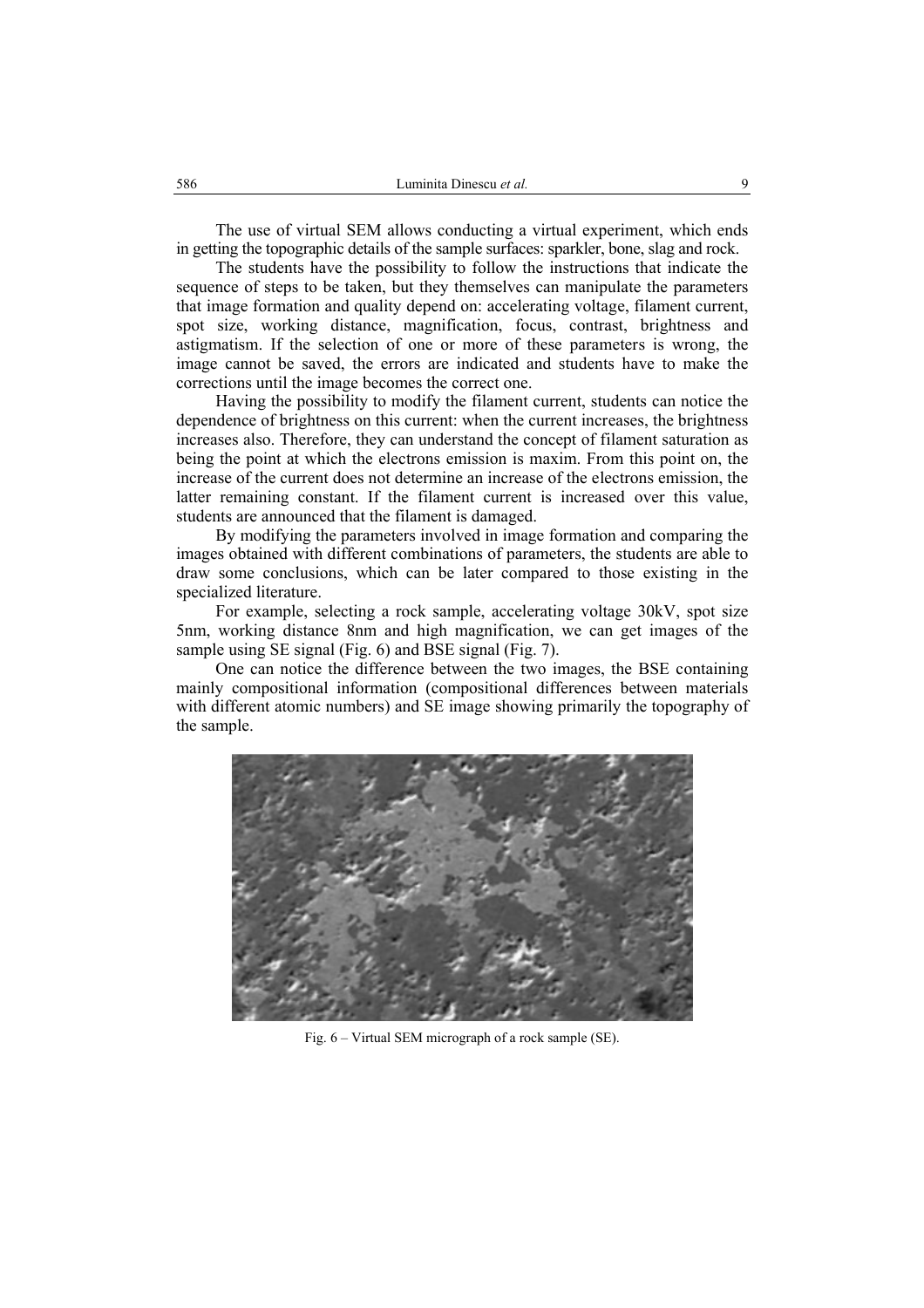The use of virtual SEM allows conducting a virtual experiment, which ends in getting the topographic details of the sample surfaces: sparkler, bone, slag and rock.

The students have the possibility to follow the instructions that indicate the sequence of steps to be taken, but they themselves can manipulate the parameters that image formation and quality depend on: accelerating voltage, filament current, spot size, working distance, magnification, focus, contrast, brightness and astigmatism. If the selection of one or more of these parameters is wrong, the image cannot be saved, the errors are indicated and students have to make the corrections until the image becomes the correct one.

Having the possibility to modify the filament current, students can notice the dependence of brightness on this current: when the current increases, the brightness increases also. Therefore, they can understand the concept of filament saturation as being the point at which the electrons emission is maxim. From this point on, the increase of the current does not determine an increase of the electrons emission, the latter remaining constant. If the filament current is increased over this value, students are announced that the filament is damaged.

By modifying the parameters involved in image formation and comparing the images obtained with different combinations of parameters, the students are able to draw some conclusions, which can be later compared to those existing in the specialized literature.

For example, selecting a rock sample, accelerating voltage 30kV, spot size 5nm, working distance 8nm and high magnification, we can get images of the sample using SE signal (Fig. 6) and BSE signal (Fig. 7).

One can notice the difference between the two images, the BSE containing mainly compositional information (compositional differences between materials with different atomic numbers) and SE image showing primarily the topography of the sample.

Fig. 6 – Virtual SEM micrograph of a rock sample (SE).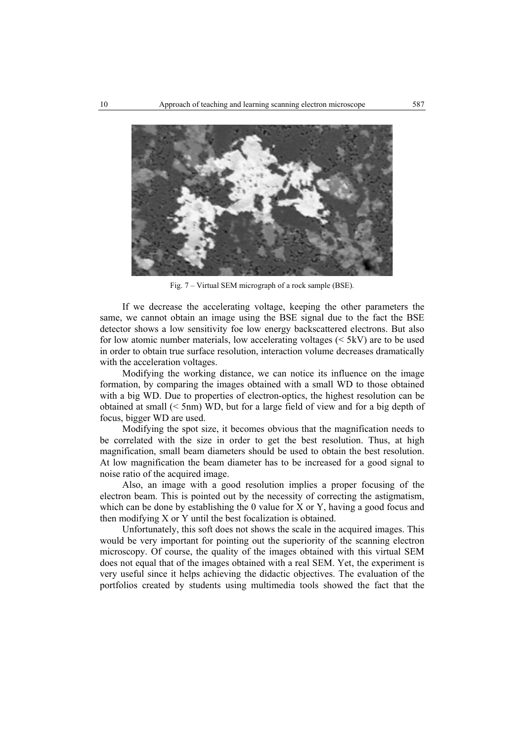Fig. 7 – Virtual SEM micrograph of a rock sample (BSE).

If we decrease the accelerating voltage, keeping the other parameters the same, we cannot obtain an image using the BSE signal due to the fact the BSE detector shows a low sensitivity foe low energy backscattered electrons. But also for low atomic number materials, low accelerating voltages (< 5kV) are to be used in order to obtain true surface resolution, interaction volume decreases dramatically with the acceleration voltages.

Modifying the working distance, we can notice its influence on the image formation, by comparing the images obtained with a small WD to those obtained with a big WD. Due to properties of electron-optics, the highest resolution can be obtained at small (< 5nm) WD, but for a large field of view and for a big depth of focus, bigger WD are used.

Modifying the spot size, it becomes obvious that the magnification needs to be correlated with the size in order to get the best resolution. Thus, at high magnification, small beam diameters should be used to obtain the best resolution. At low magnification the beam diameter has to be increased for a good signal to noise ratio of the acquired image.

Also, an image with a good resolution implies a proper focusing of the electron beam. This is pointed out by the necessity of correcting the astigmatism, which can be done by establishing the 0 value for X or Y, having a good focus and then modifying X or Y until the best focalization is obtained.

Unfortunately, this soft does not shows the scale in the acquired images. This would be very important for pointing out the superiority of the scanning electron microscopy. Of course, the quality of the images obtained with this virtual SEM does not equal that of the images obtained with a real SEM. Yet, the experiment is very useful since it helps achieving the didactic objectives. The evaluation of the portfolios created by students using multimedia tools showed the fact that the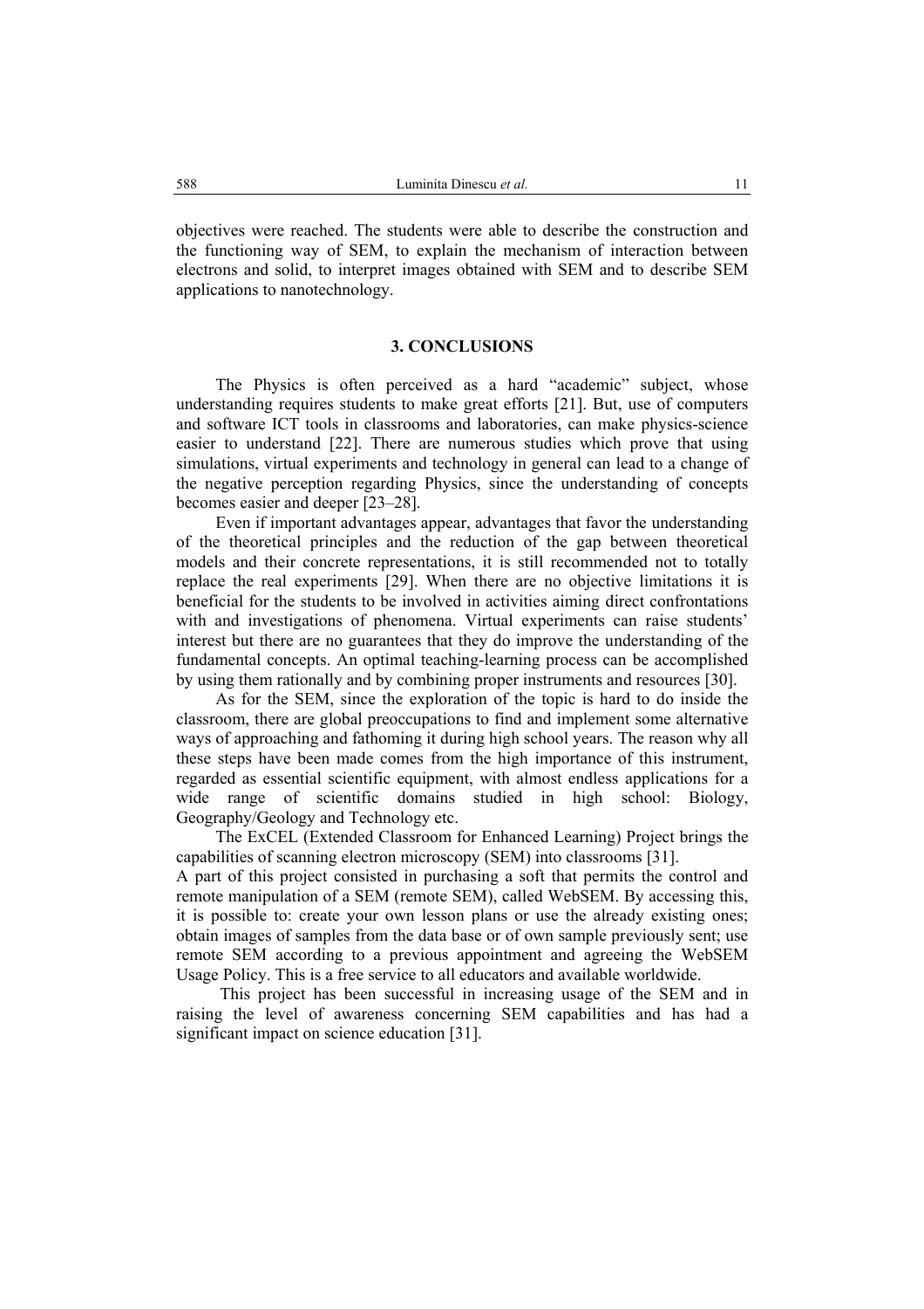objectives were reached. The students were able to describe the construction and the functioning way of SEM, to explain the mechanism of interaction between electrons and solid, to interpret images obtained with SEM and to describe SEM applications to nanotechnology.

## 3. CONCLUSIONS

The Physics is often perceived as a hard "academic" subject, whose understanding requires students to make great efforts [21]. But, use of computers and software ICT tools in classrooms and laboratories, can make physics-science easier to understand [22]. There are numerous studies which prove that using simulations, virtual experiments and technology in general can lead to a change of the negative perception regarding Physics, since the understanding of concepts becomes easier and deeper [23–28].

Even if important advantages appear, advantages that favor the understanding of the theoretical principles and the reduction of the gap between theoretical models and their concrete representations, it is still recommended not to totally replace the real experiments [29]. When there are no objective limitations it is beneficial for the students to be involved in activities aiming direct confrontations with and investigations of phenomena. Virtual experiments can raise students' interest but there are no guarantees that they do improve the understanding of the fundamental concepts. An optimal teaching-learning process can be accomplished by using them rationally and by combining proper instruments and resources [30].

As for the SEM, since the exploration of the topic is hard to do inside the classroom, there are global preoccupations to find and implement some alternative ways of approaching and fathoming it during high school years. The reason why all these steps have been made comes from the high importance of this instrument, regarded as essential scientific equipment, with almost endless applications for a wide range of scientific domains studied in high school: Biology, Geography/Geology and Technology etc.

The ExCEL (Extended Classroom for Enhanced Learning) Project brings the capabilities of scanning electron microscopy (SEM) into classrooms [31].
A part of this project consisted in purchasing a soft that permits the control and remote manipulation of a SEM (remote SEM), called WebSEM. By accessing this, it is possible to: create your own lesson plans or use the already existing ones; obtain images of samples from the data base or of own sample previously sent; use remote SEM according to a previous appointment and agreeing the WebSEM Usage Policy. This is a free service to all educators and available worldwide.

This project has been successful in increasing usage of the SEM and in raising the level of awareness concerning SEM capabilities and has had a significant impact on science education [31].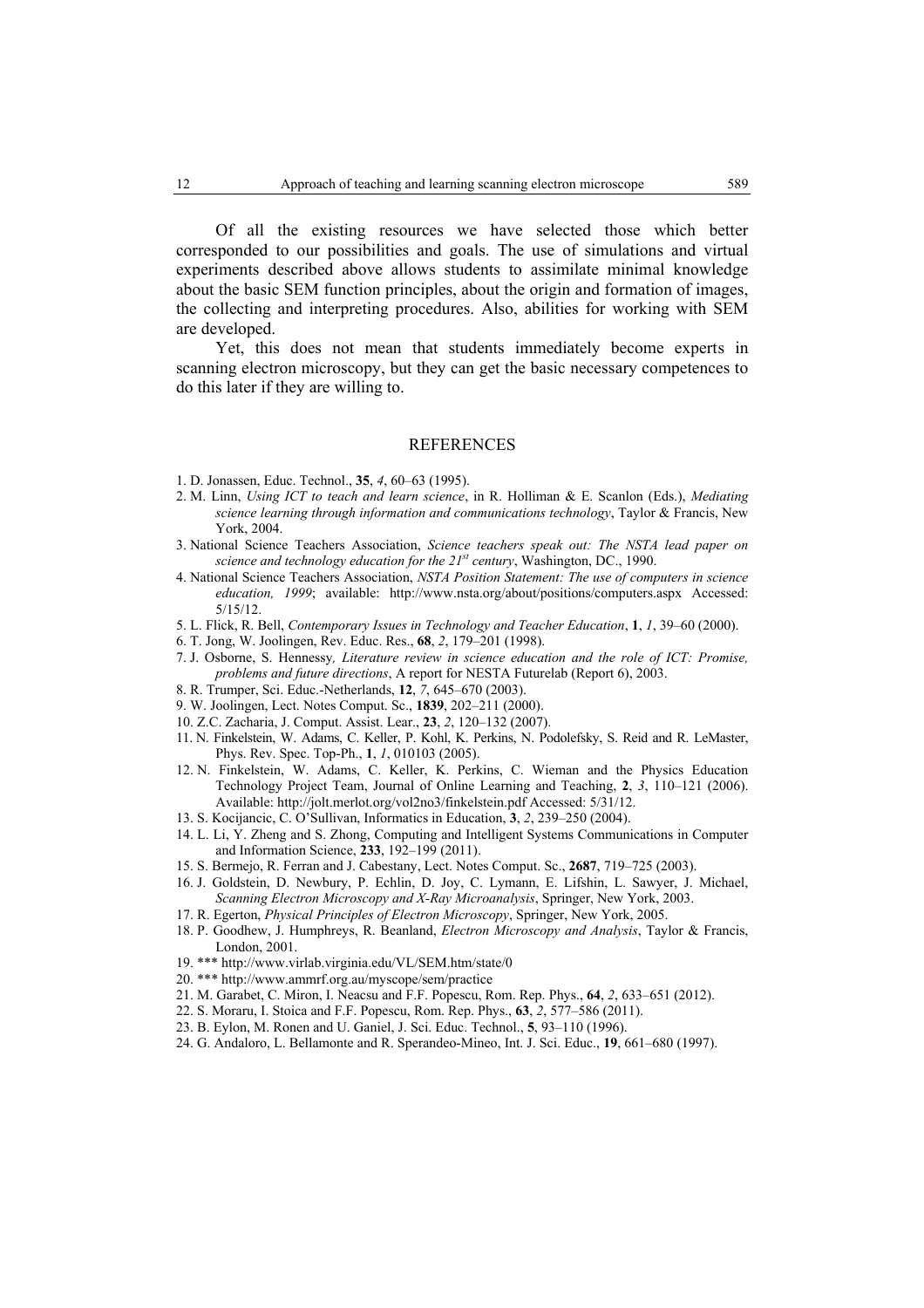Of all the existing resources we have selected those which better corresponded to our possibilities and goals. The use of simulations and virtual experiments described above allows students to assimilate minimal knowledge about the basic SEM function principles, about the origin and formation of images, the collecting and interpreting procedures. Also, abilities for working with SEM are developed.

Yet, this does not mean that students immediately become experts in scanning electron microscopy, but they can get the basic necessary competences to do this later if they are willing to.

## REFERENCES

1. D. Jonassen, Educ. Technol., **35**, *4*, 60–63 (1995).
2. M. Linn, *Using ICT to teach and learn science*, in R. Holliman & E. Scanlon (Eds.), *Mediating science learning through information and communications technology*, Taylor & Francis, New York, 2004.
3. National Science Teachers Association, *Science teachers speak out: The NSTA lead paper on science and technology education for the 21st century*, Washington, DC., 1990.
4. National Science Teachers Association, *NSTA Position Statement: The use of computers in science education, 1999*; available: http://www.nsta.org/about/positions/computers.aspx Accessed: 5/15/12.
5. L. Flick, R. Bell, *Contemporary Issues in Technology and Teacher Education*, **1**, *1*, 39–60 (2000).
6. T. Jong, W. Joolingen, Rev. Educ. Res., **68**, *2*, 179–201 (1998).
7. J. Osborne, S. Hennessy*, Literature review in science education and the role of ICT: Promise, problems and future directions*, A report for NESTA Futurelab (Report 6), 2003.
8. R. Trumper, Sci. Educ.-Netherlands, **12**, *7*, 645–670 (2003).
9. W. Joolingen, Lect. Notes Comput. Sc., **1839**, 202–211 (2000).
10. Z.C. Zacharia, J. Comput. Assist. Lear., **23**, *2*, 120–132 (2007).
11. N. Finkelstein, W. Adams, C. Keller, P. Kohl, K. Perkins, N. Podolefsky, S. Reid and R. LeMaster, Phys. Rev. Spec. Top-Ph., **1**, *1*, 010103 (2005).
12. N. Finkelstein, W. Adams, C. Keller, K. Perkins, C. Wieman and the Physics Education Technology Project Team, Journal of Online Learning and Teaching, **2**, *3*, 110–121 (2006). Available: http://jolt.merlot.org/vol2no3/finkelstein.pdf Accessed: 5/31/12.
13. S. Kocijancic, C. O'Sullivan, Informatics in Education, **3**, *2*, 239–250 (2004).
14. L. Li, Y. Zheng and S. Zhong, Computing and Intelligent Systems Communications in Computer and Information Science, **233**, 192–199 (2011).
15. S. Bermejo, R. Ferran and J. Cabestany, Lect. Notes Comput. Sc., **2687**, 719–725 (2003).
16. J. Goldstein, D. Newbury, P. Echlin, D. Joy, C. Lymann, E. Lifshin, L. Sawyer, J. Michael, *Scanning Electron Microscopy and X-Ray Microanalysis*, Springer, New York, 2003.
17. R. Egerton, *Physical Principles of Electron Microscopy*, Springer, New York, 2005.
18. P. Goodhew, J. Humphreys, R. Beanland, *Electron Microscopy and Analysis*, Taylor & Francis, London, 2001.
19. *** http://www.virlab.virginia.edu/VL/SEM.htm/state/0
20. *** http://www.ammrf.org.au/myscope/sem/practice
21. M. Garabet, C. Miron, I. Neacsu and F.F. Popescu, Rom. Rep. Phys., **64**, *2*, 633–651 (2012).
22. S. Moraru, I. Stoica and F.F. Popescu, Rom. Rep. Phys., **63**, *2*, 577–586 (2011).
23. B. Eylon, M. Ronen and U. Ganiel, J. Sci. Educ. Technol., **5**, 93–110 (1996).
24. G. Andaloro, L. Bellamonte and R. Sperandeo-Mineo, Int. J. Sci. Educ., **19**, 661–680 (1997).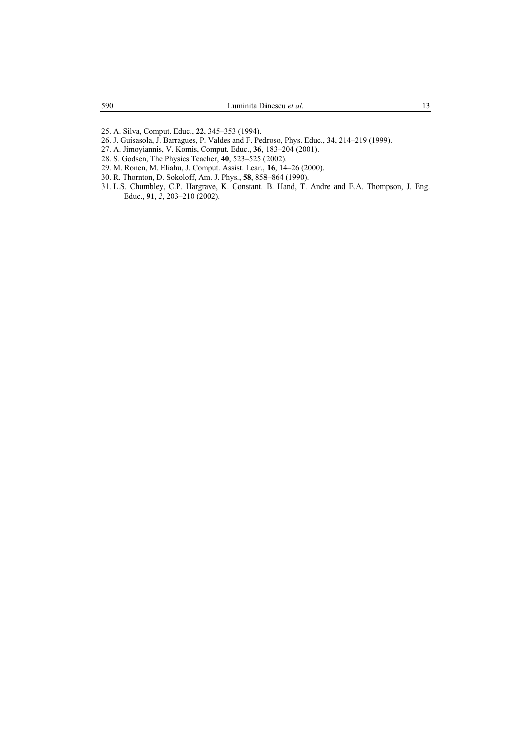25. A. Silva, Comput. Educ., **22**, 345–353 (1994).
26. J. Guisasola, J. Barragues, P. Valdes and F. Pedroso, Phys. Educ., **34**, 214–219 (1999).
27. A. Jimoyiannis, V. Komis, Comput. Educ., **36**, 183–204 (2001).
28. S. Godsen, The Physics Teacher, **40**, 523–525 (2002).
29. M. Ronen, M. Eliahu, J. Comput. Assist. Lear., **16**, 14–26 (2000).
30. R. Thornton, D. Sokoloff, Am. J. Phys., **58**, 858–864 (1990).
31. L.S. Chumbley, C.P. Hargrave, K. Constant. B. Hand, T. Andre and E.A. Thompson, J. Eng. Educ., **91**, *2*, 203–210 (2002).